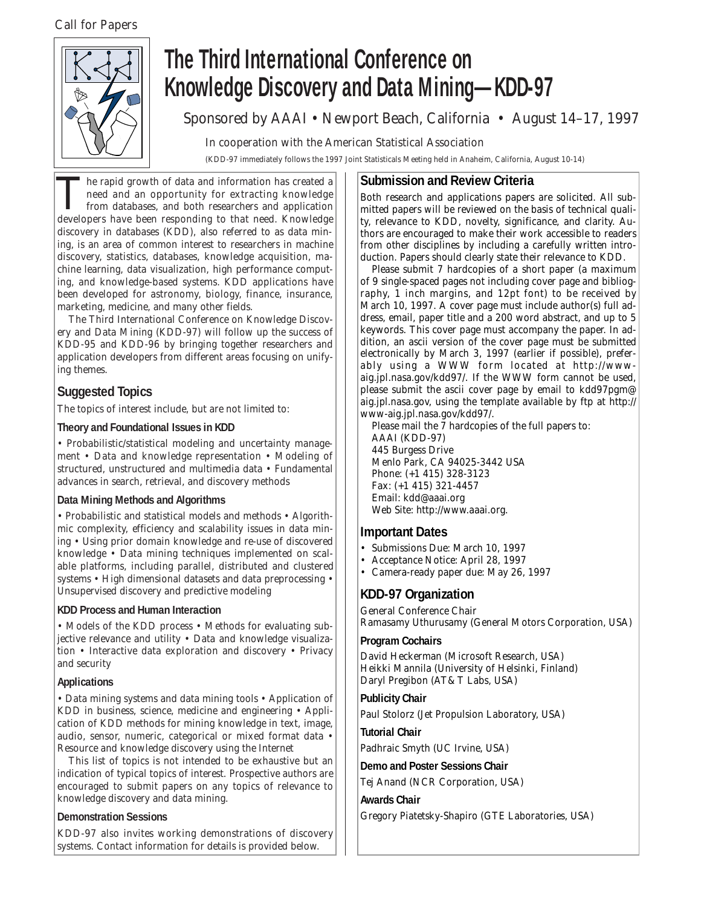Call for Papers

# The Third International Conference on Knowledge Discovery and Data Mining—KDD-97

Sponsored by AAAI • Newport Beach, California • August 14–17, 1997

In cooperation with the American Statistical Association

(KDD-97 immediately follows the 1997 Joint Statisticals Meeting held in Anaheim, California, August 10-14)

The rapid growth of data and information has created a need and an opportunity for extracting knowledge from databases, and both researchers and application developers have been responding to that need. Knowledge discovery in databases (KDD), also referred to as data mining, is an area of common interest to researchers in machine discovery, statistics, databases, knowledge acquisition, machine learning, data visualization, high performance computing, and knowledge-based systems. KDD applications have been developed for astronomy, biology, finance, insurance, marketing, medicine, and many other fields.

The Third International Conference on Knowledge Discovery and Data Mining (KDD-97) will follow up the success of KDD-95 and KDD-96 by bringing together researchers and application developers from different areas focusing on unifying themes.

## Suggested Topics

The topics of interest include, but are not limited to:

### Theory and Foundational Issues in KDD

• Probabilistic/statistical modeling and uncertainty management • Data and knowledge representation • Modeling of structured, unstructured and multimedia data • Fundamental advances in search, retrieval, and discovery methods

### Data Mining Methods and Algorithms

• Probabilistic and statistical models and methods • Algorithmic complexity, efficiency and scalability issues in data mining • Using prior domain knowledge and re-use of discovered knowledge • Data mining techniques implemented on scalable platforms, including parallel, distributed and clustered systems • High dimensional datasets and data preprocessing • Unsupervised discovery and predictive modeling

### KDD Process and Human Interaction

• Models of the KDD process • Methods for evaluating subjective relevance and utility • Data and knowledge visualization • Interactive data exploration and discovery • Privacy and security

### Applications

• Data mining systems and data mining tools • Application of KDD in business, science, medicine and engineering • Application of KDD methods for mining knowledge in text, image, audio, sensor, numeric, categorical or mixed format data • Resource and knowledge discovery using the Internet

This list of topics is not intended to be exhaustive but an indication of typical topics of interest. Prospective authors are encouraged to submit papers on any topics of relevance to knowledge discovery and data mining.

### Demonstration Sessions

KDD-97 also invites working demonstrations of discovery systems. Contact information for details is provided below.

## Submission and Review Criteria

Both research and applications papers are solicited. All submitted papers will be reviewed on the basis of technical quality, relevance to KDD, novelty, significance, and clarity. Authors are encouraged to make their work accessible to readers from other disciplines by including a carefully written introduction. Papers should clearly state their relevance to KDD.

Please submit 7 hardcopies of a short paper (a maximum of 9 single-spaced pages not including cover page and bibliography, 1 inch margins, and 12pt font) to be received by March 10, 1997. A cover page must include author(s) full address, email, paper title and a 200 word abstract, and up to 5 keywords. This cover page must accompany the paper. In addition, an ascii version of the cover page must be submitted electronically by March 3, 1997 (earlier if possible), preferably using a WWW form located at http://www-aig.jpl.nasa.gov/kdd97/. If the WWW form cannot be used, please submit the ascii cover page by email to kdd97pgm@aig.jpl.nasa.gov, using the template available by ftp at http://www-aig.jpl.nasa.gov/kdd97/.

Please mail the 7 hardcopies of the full papers to:
AAAI (KDD-97)
445 Burgess Drive
Menlo Park, CA 94025-3442 USA
Phone: (+1 415) 328-3123
Fax: (+1 415) 321-4457
Email: kdd@aaai.org
Web Site: http://www.aaai.org.

## Important Dates

- Submissions Due: March 10, 1997
- Acceptance Notice: April 28, 1997
- Camera-ready paper due: May 26, 1997

## KDD-97 Organization

General Conference Chair
Ramasamy Uthurusamy (General Motors Corporation, USA)

### Program Cochairs

David Heckerman (Microsoft Research, USA)
Heikki Mannila (University of Helsinki, Finland)
Daryl Pregibon (AT&T Labs, USA)

### Publicity Chair

Paul Stolorz (Jet Propulsion Laboratory, USA)

### Tutorial Chair

Padhraic Smyth (UC Irvine, USA)

### Demo and Poster Sessions Chair

Tej Anand (NCR Corporation, USA)

### Awards Chair

Gregory Piatetsky-Shapiro (GTE Laboratories, USA)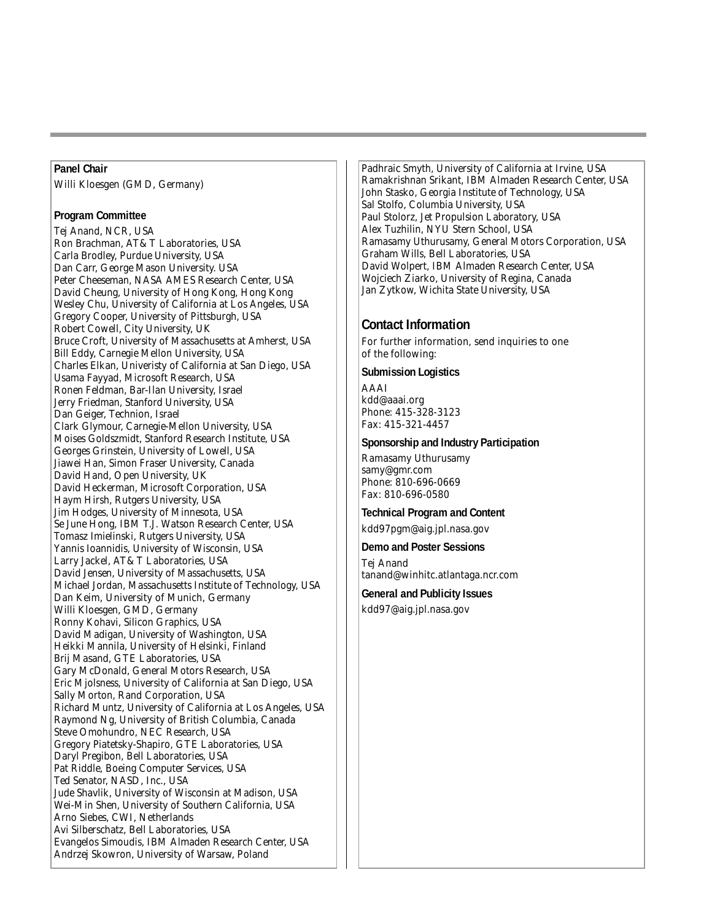**Panel Chair**

Willi Kloesgen (GMD, Germany)

**Program Committee**

Tej Anand, NCR, USA
Ron Brachman, AT& T Laboratories, USA
Carla Brodley, Purdue University, USA
Dan Carr, George Mason University. USA
Peter Cheeseman, NASA AMES Research Center, USA
David Cheung, University of Hong Kong, Hong Kong
Wesley Chu, University of California at Los Angeles, USA
Gregory Cooper, University of Pittsburgh, USA
Robert Cowell, City University, UK
Bruce Croft, University of Massachusetts at Amherst, USA
Bill Eddy, Carnegie Mellon University, USA
Charles Elkan, Univeristy of California at San Diego, USA
Usama Fayyad, Microsoft Research, USA
Ronen Feldman, Bar-Ilan University, Israel
Jerry Friedman, Stanford University, USA
Dan Geiger, Technion, Israel
Clark Glymour, Carnegie-Mellon University, USA
Moises Goldszmidt, Stanford Research Institute, USA
Georges Grinstein, University of Lowell, USA
Jiawei Han, Simon Fraser University, Canada
David Hand, Open University, UK
David Heckerman, Microsoft Corporation, USA
Haym Hirsh, Rutgers University, USA
Jim Hodges, University of Minnesota, USA
Se June Hong, IBM T.J. Watson Research Center, USA
Tomasz Imielinski, Rutgers University, USA
Yannis Ioannidis, University of Wisconsin, USA
Larry Jackel, AT& T Laboratories, USA
David Jensen, University of Massachusetts, USA
Michael Jordan, Massachusetts Institute of Technology, USA
Dan Keim, University of Munich, Germany
Willi Kloesgen, GMD, Germany
Ronny Kohavi, Silicon Graphics, USA
David Madigan, University of Washington, USA
Heikki Mannila, University of Helsinki, Finland
Brij Masand, GTE Laboratories, USA
Gary McDonald, General Motors Research, USA
Eric Mjolsness, University of California at San Diego, USA
Sally Morton, Rand Corporation, USA
Richard Muntz, University of California at Los Angeles, USA
Raymond Ng, University of British Columbia, Canada
Steve Omohundro, NEC Research, USA
Gregory Piatetsky-Shapiro, GTE Laboratories, USA
Daryl Pregibon, Bell Laboratories, USA
Pat Riddle, Boeing Computer Services, USA
Ted Senator, NASD, Inc., USA
Jude Shavlik, University of Wisconsin at Madison, USA
Wei-Min Shen, University of Southern California, USA
Arno Siebes, CWI, Netherlands
Avi Silberschatz, Bell Laboratories, USA
Evangelos Simoudis, IBM Almaden Research Center, USA
Andrzej Skowron, University of Warsaw, Poland
Padhraic Smyth, University of California at Irvine, USA
Ramakrishnan Srikant, IBM Almaden Research Center, USA
John Stasko, Georgia Institute of Technology, USA
Sal Stolfo, Columbia University, USA
Paul Stolorz, Jet Propulsion Laboratory, USA
Alex Tuzhilin, NYU Stern School, USA
Ramasamy Uthurusamy, General Motors Corporation, USA
Graham Wills, Bell Laboratories, USA
David Wolpert, IBM Almaden Research Center, USA
Wojciech Ziarko, University of Regina, Canada
Jan Zytkow, Wichita State University, USA

## Contact Information

For further information, send inquiries to one of the following:

**Submission Logistics**

AAAI
kdd@aaai.org
Phone: 415-328-3123
Fax: 415-321-4457

**Sponsorship and Industry Participation**

Ramasamy Uthurusamy
samy@gmr.com
Phone: 810-696-0669
Fax: 810-696-0580

**Technical Program and Content**

kdd97pgm@aig.jpl.nasa.gov

**Demo and Poster Sessions**

Tej Anand
tanand@winhitc.atlantaga.ncr.com

**General and Publicity Issues**

kdd97@aig.jpl.nasa.gov